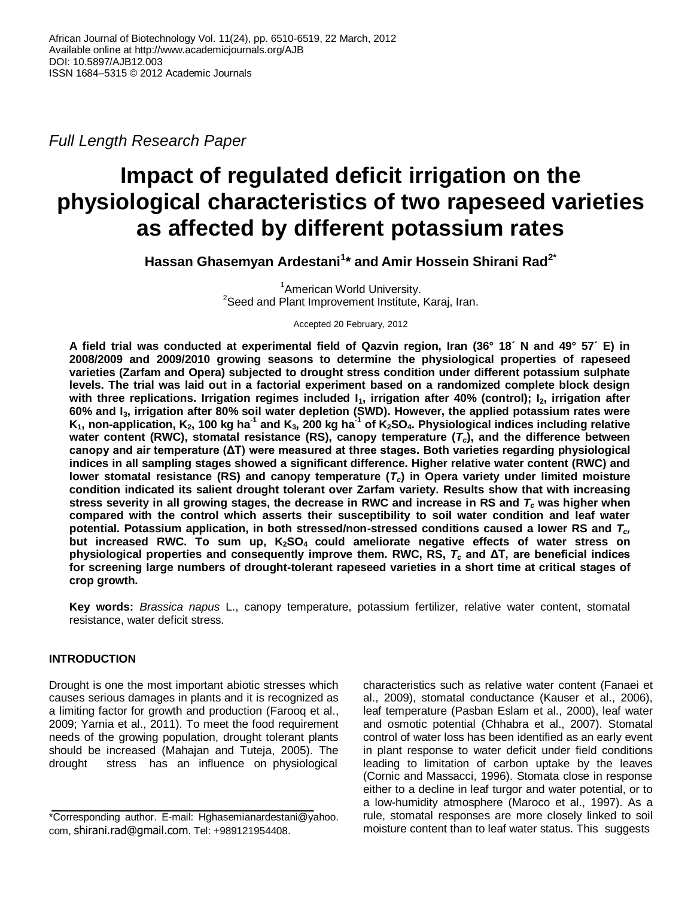Full Length Research Paper

# Impact of regulated deficit irrigation on the physiological characteristics of two rapeseed varieties as affected by different potassium rates

**Hassan Ghasemyan Ardestani[1]* and Amir Hossein Shirani Rad[2*]**

[1]American World University.
[2]Seed and Plant Improvement Institute, Karaj, Iran.

Accepted 20 February, 2012

**A field trial was conducted at experimental field of Qazvin region, Iran (36° 18´ N and 49° 57´ E) in 2008/2009 and 2009/2010 growing seasons to determine the physiological properties of rapeseed varieties (Zarfam and Opera) subjected to drought stress condition under different potassium sulphate levels. The trial was laid out in a factorial experiment based on a randomized complete block design with three replications. Irrigation regimes included $I_1$, irrigation after 40% (control); $I_2$, irrigation after 60% and $I_3$, irrigation after 80% soil water depletion (SWD). However, the applied potassium rates were $K_1$, non-application, $K_2$, 100 kg $ha^{-1}$ and $K_3$, 200 kg $ha^{-1}$ of $K_2SO_4$. Physiological indices including relative water content (RWC), stomatal resistance (RS), canopy temperature ($T_c$), and the difference between canopy and air temperature (ΔT) were measured at three stages. Both varieties regarding physiological indices in all sampling stages showed a significant difference. Higher relative water content (RWC) and lower stomatal resistance (RS) and canopy temperature ($T_c$) in Opera variety under limited moisture condition indicated its salient drought tolerant over Zarfam variety. Results show that with increasing stress severity in all growing stages, the decrease in RWC and increase in RS and $T_c$ was higher when compared with the control which asserts their susceptibility to soil water condition and leaf water potential. Potassium application, in both stressed/non-stressed conditions caused a lower RS and $T_c$, but increased RWC. To sum up, $K_2SO_4$ could ameliorate negative effects of water stress on physiological properties and consequently improve them. RWC, RS, $T_c$ and ΔT, are beneficial indices for screening large numbers of drought-tolerant rapeseed varieties in a short time at critical stages of crop growth.**

**Key words:** *Brassica napus* L., canopy temperature, potassium fertilizer, relative water content, stomatal resistance, water deficit stress.

## INTRODUCTION

Drought is one the most important abiotic stresses which causes serious damages in plants and it is recognized as a limiting factor for growth and production (Farooq et al., 2009; Yarnia et al., 2011). To meet the food requirement needs of the growing population, drought tolerant plants should be increased (Mahajan and Tuteja, 2005). The drought stress has an influence on physiological characteristics such as relative water content (Fanaei et al., 2009), stomatal conductance (Kauser et al., 2006), leaf temperature (Pasban Eslam et al., 2000), leaf water and osmotic potential (Chhabra et al., 2007). Stomatal control of water loss has been identified as an early event in plant response to water deficit under field conditions leading to limitation of carbon uptake by the leaves (Cornic and Massacci, 1996). Stomata close in response either to a decline in leaf turgor and water potential, or to a low-humidity atmosphere (Maroco et al., 1997). As a rule, stomatal responses are more closely linked to soil moisture content than to leaf water status. This suggests

*Corresponding author. E-mail: Hghasemianardestani@yahoo.com, shirani.rad@gmail.com. Tel: +989121954408.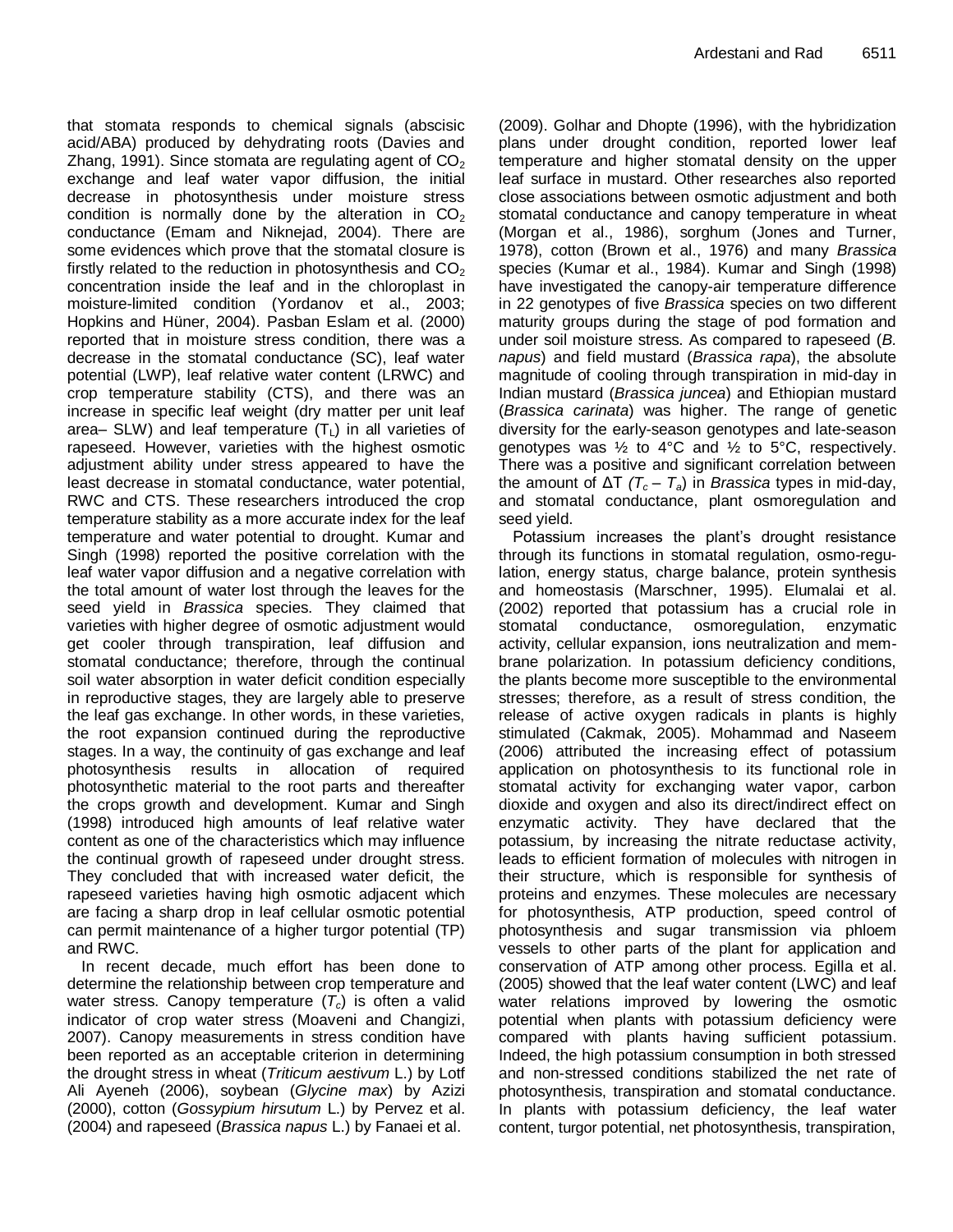that stomata responds to chemical signals (abscisic acid/ABA) produced by dehydrating roots (Davies and Zhang, 1991). Since stomata are regulating agent of $CO_2$ exchange and leaf water vapor diffusion, the initial decrease in photosynthesis under moisture stress condition is normally done by the alteration in $CO_2$ conductance (Emam and Niknejad, 2004). There are some evidences which prove that the stomatal closure is firstly related to the reduction in photosynthesis and $CO_2$ concentration inside the leaf and in the chloroplast in moisture-limited condition (Yordanov et al., 2003; Hopkins and Hüner, 2004). Pasban Eslam et al. (2000) reported that in moisture stress condition, there was a decrease in the stomatal conductance (SC), leaf water potential (LWP), leaf relative water content (LRWC) and crop temperature stability (CTS), and there was an increase in specific leaf weight (dry matter per unit leaf area– SLW) and leaf temperature ($T_L$) in all varieties of rapeseed. However, varieties with the highest osmotic adjustment ability under stress appeared to have the least decrease in stomatal conductance, water potential, RWC and CTS. These researchers introduced the crop temperature stability as a more accurate index for the leaf temperature and water potential to drought. Kumar and Singh (1998) reported the positive correlation with the leaf water vapor diffusion and a negative correlation with the total amount of water lost through the leaves for the seed yield in *Brassica* species. They claimed that varieties with higher degree of osmotic adjustment would get cooler through transpiration, leaf diffusion and stomatal conductance; therefore, through the continual soil water absorption in water deficit condition especially in reproductive stages, they are largely able to preserve the leaf gas exchange. In other words, in these varieties, the root expansion continued during the reproductive stages. In a way, the continuity of gas exchange and leaf photosynthesis results in allocation of required photosynthetic material to the root parts and thereafter the crops growth and development. Kumar and Singh (1998) introduced high amounts of leaf relative water content as one of the characteristics which may influence the continual growth of rapeseed under drought stress. They concluded that with increased water deficit, the rapeseed varieties having high osmotic adjacent which are facing a sharp drop in leaf cellular osmotic potential can permit maintenance of a higher turgor potential (TP) and RWC.

In recent decade, much effort has been done to determine the relationship between crop temperature and water stress. Canopy temperature ($T_c$) is often a valid indicator of crop water stress (Moaveni and Changizi, 2007). Canopy measurements in stress condition have been reported as an acceptable criterion in determining the drought stress in wheat (*Triticum aestivum* L.) by Lotf Ali Ayeneh (2006), soybean (*Glycine max*) by Azizi (2000), cotton (*Gossypium hirsutum* L.) by Pervez et al. (2004) and rapeseed (*Brassica napus* L.) by Fanaei et al. (2009). Golhar and Dhopte (1996), with the hybridization plans under drought condition, reported lower leaf temperature and higher stomatal density on the upper leaf surface in mustard. Other researches also reported close associations between osmotic adjustment and both stomatal conductance and canopy temperature in wheat (Morgan et al., 1986), sorghum (Jones and Turner, 1978), cotton (Brown et al., 1976) and many *Brassica* species (Kumar et al., 1984). Kumar and Singh (1998) have investigated the canopy-air temperature difference in 22 genotypes of five *Brassica* species on two different maturity groups during the stage of pod formation and under soil moisture stress. As compared to rapeseed (*B. napus*) and field mustard (*Brassica rapa*), the absolute magnitude of cooling through transpiration in mid-day in Indian mustard (*Brassica juncea*) and Ethiopian mustard (*Brassica carinata*) was higher. The range of genetic diversity for the early-season genotypes and late-season genotypes was ½ to 4°C and ½ to 5°C, respectively. There was a positive and significant correlation between the amount of $\Delta T$ ($T_c - T_a$) in *Brassica* types in mid-day, and stomatal conductance, plant osmoregulation and seed yield.

Potassium increases the plant's drought resistance through its functions in stomatal regulation, osmo-regulation, energy status, charge balance, protein synthesis and homeostasis (Marschner, 1995). Elumalai et al. (2002) reported that potassium has a crucial role in stomatal conductance, osmoregulation, enzymatic activity, cellular expansion, ions neutralization and membrane polarization. In potassium deficiency conditions, the plants become more susceptible to the environmental stresses; therefore, as a result of stress condition, the release of active oxygen radicals in plants is highly stimulated (Cakmak, 2005). Mohammad and Naseem (2006) attributed the increasing effect of potassium application on photosynthesis to its functional role in stomatal activity for exchanging water vapor, carbon dioxide and oxygen and also its direct/indirect effect on enzymatic activity. They have declared that the potassium, by increasing the nitrate reductase activity, leads to efficient formation of molecules with nitrogen in their structure, which is responsible for synthesis of proteins and enzymes. These molecules are necessary for photosynthesis, ATP production, speed control of photosynthesis and sugar transmission via phloem vessels to other parts of the plant for application and conservation of ATP among other process. Egilla et al. (2005) showed that the leaf water content (LWC) and leaf water relations improved by lowering the osmotic potential when plants with potassium deficiency were compared with plants having sufficient potassium. Indeed, the high potassium consumption in both stressed and non-stressed conditions stabilized the net rate of photosynthesis, transpiration and stomatal conductance. In plants with potassium deficiency, the leaf water content, turgor potential, net photosynthesis, transpiration,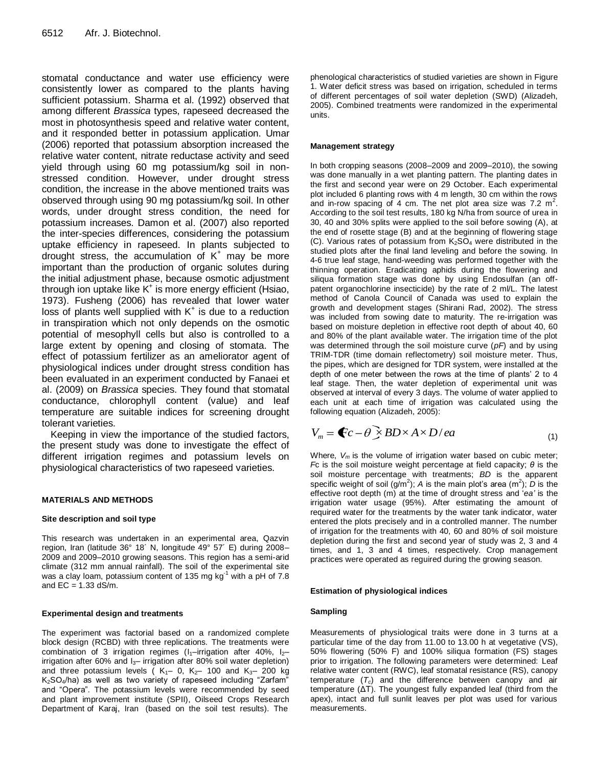stomatal conductance and water use efficiency were consistently lower as compared to the plants having sufficient potassium. Sharma et al. (1992) observed that among different *Brassica* types, rapeseed decreased the most in photosynthesis speed and relative water content, and it responded better in potassium application. Umar (2006) reported that potassium absorption increased the relative water content, nitrate reductase activity and seed yield through using 60 mg potassium/kg soil in non-stressed condition. However, under drought stress condition, the increase in the above mentioned traits was observed through using 90 mg potassium/kg soil. In other words, under drought stress condition, the need for potassium increases. Damon et al. (2007) also reported the inter-species differences, considering the potassium uptake efficiency in rapeseed. In plants subjected to drought stress, the accumulation of $K^+$ may be more important than the production of organic solutes during the initial adjustment phase, because osmotic adjustment through ion uptake like $K^+$ is more energy efficient (Hsiao, 1973). Fusheng (2006) has revealed that lower water loss of plants well supplied with $K^+$ is due to a reduction in transpiration which not only depends on the osmotic potential of mesophyll cells but also is controlled to a large extent by opening and closing of stomata. The effect of potassium fertilizer as an ameliorator agent of physiological indices under drought stress condition has been evaluated in an experiment conducted by Fanaei et al. (2009) on *Brassica* species. They found that stomatal conductance, chlorophyll content (value) and leaf temperature are suitable indices for screening drought tolerant varieties.

Keeping in view the importance of the studied factors, the present study was done to investigate the effect of different irrigation regimes and potassium levels on physiological characteristics of two rapeseed varieties.

## MATERIALS AND METHODS

### Site description and soil type

This research was undertaken in an experimental area, Qazvin region, Iran (latitude 36° 18´ N, longitude 49° 57´ E) during 2008–2009 and 2009–2010 growing seasons. This region has a semi-arid climate (312 mm annual rainfall). The soil of the experimental site was a clay loam, potassium content of 135 mg $kg^{-1}$ with a pH of 7.8 and EC = 1.33 dS/m.

### Experimental design and treatments

The experiment was factorial based on a randomized complete block design (RCBD) with three replications. The treatments were combination of 3 irrigation regimes ($I_1$–irrigation after 40%, $I_2$– irrigation after 60% and $I_3$– irrigation after 80% soil water depletion) and three potassium levels ( $K_1$– 0, $K_2$– 100 and $K_3$– 200 kg $K_2SO_4$/ha) as well as two variety of rapeseed including "Zarfam" and "Opera". The potassium levels were recommended by seed and plant improvement institute (SPII), Oilseed Crops Research Department of Karaj, Iran (based on the soil test results). The phenological characteristics of studied varieties are shown in Figure 1. Water deficit stress was based on irrigation, scheduled in terms of different percentages of soil water depletion (SWD) (Alizadeh, 2005). Combined treatments were randomized in the experimental units.

### Management strategy

In both cropping seasons (2008–2009 and 2009–2010), the sowing was done manually in a wet planting pattern. The planting dates in the first and second year were on 29 October. Each experimental plot included 6 planting rows with 4 m length, 30 cm within the rows and in-row spacing of 4 cm. The net plot area size was 7.2 $m^2$. According to the soil test results, 180 kg N/ha from source of urea in 30, 40 and 30% splits were applied to the soil before sowing (A), at the end of rosette stage (B) and at the beginning of flowering stage (C). Various rates of potassium from $K_2SO_4$ were distributed in the studied plots after the final land leveling and before the sowing. In 4-6 true leaf stage, hand-weeding was performed together with the thinning operation. Eradicating aphids during the flowering and siliqua formation stage was done by using Endosulfan (an off-patent organochlorine insecticide) by the rate of 2 ml/L. The latest method of Canola Council of Canada was used to explain the growth and development stages (Shirani Rad, 2002). The stress was included from sowing date to maturity. The re-irrigation was based on moisture depletion in effective root depth of about 40, 60 and 80% of the plant available water. The irrigation time of the plot was determined through the soil moisture curve (*pF*) and by using TRIM-TDR (time domain reflectometry) soil moisture meter. Thus, the pipes, which are designed for TDR system, were installed at the depth of one meter between the rows at the time of plants' 2 to 4 leaf stage. Then, the water depletion of experimental unit was observed at interval of every 3 days. The volume of water applied to each unit at each time of irrigation was calculated using the following equation (Alizadeh, 2005):

$$V_m = (Fc - \theta) \times BD \times A \times D / ea \tag{1}$$

Where, $V_m$ is the volume of irrigation water based on cubic meter; *F*c is the soil moisture weight percentage at field capacity; $\theta$ is the soil moisture percentage with treatments; *BD* is the apparent specific weight of soil (g/$m^2$); *A* is the main plot's area ($m^2$); *D* is the effective root depth (m) at the time of drought stress and '*ea'* is the irrigation water usage (95%). After estimating the amount of required water for the treatments by the water tank indicator, water entered the plots precisely and in a controlled manner. The number of irrigation for the treatments with 40, 60 and 80% of soil moisture depletion during the first and second year of study was 2, 3 and 4 times, and 1, 3 and 4 times, respectively. Crop management practices were operated as required during the growing season.

### Estimation of physiological indices

#### Sampling

Measurements of physiological traits were done in 3 turns at a particular time of the day from 11.00 to 13.00 h at vegetative (VS), 50% flowering (50% F) and 100% siliqua formation (FS) stages prior to irrigation. The following parameters were determined: Leaf relative water content (RWC), leaf stomatal resistance (RS), canopy temperature ($T_c$) and the difference between canopy and air temperature (ΔT). The youngest fully expanded leaf (third from the apex), intact and full sunlit leaves per plot was used for various measurements.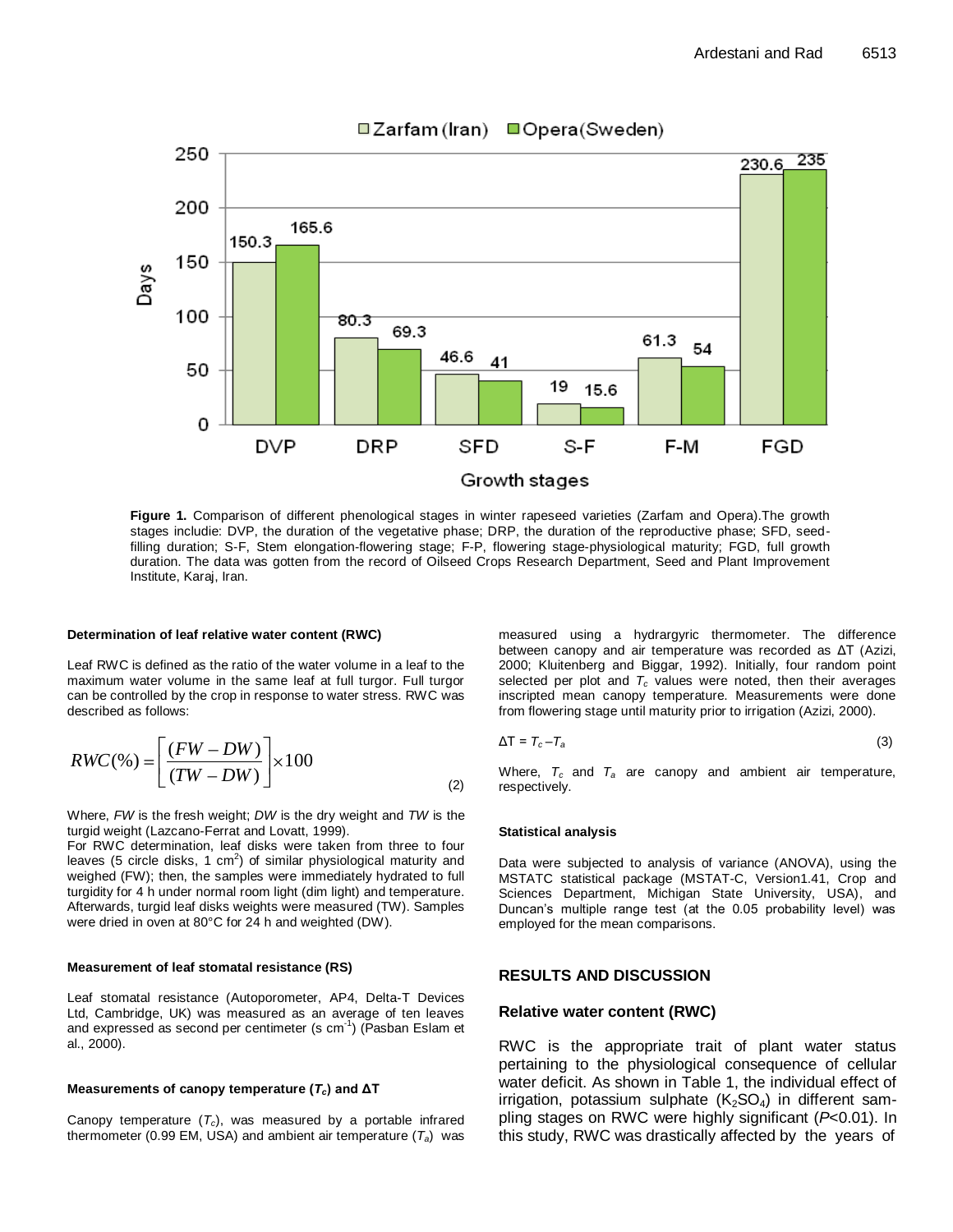**Figure 1.** Comparison of different phenological stages in winter rapeseed varieties (Zarfam and Opera).The growth stages includie: DVP, the duration of the vegetative phase; DRP, the duration of the reproductive phase; SFD, seed-filling duration; S-F, Stem elongation-flowering stage; F-P, flowering stage-physiological maturity; FGD, full growth duration. The data was gotten from the record of Oilseed Crops Research Department, Seed and Plant Improvement Institute, Karaj, Iran.

#### Determination of leaf relative water content (RWC)

Leaf RWC is defined as the ratio of the water volume in a leaf to the maximum water volume in the same leaf at full turgor. Full turgor can be controlled by the crop in response to water stress. RWC was described as follows:

$$RWC(\%) = \left[\frac{(FW - DW)}{(TW - DW)}\right] \times 100 \tag{2}$$

Where, *FW* is the fresh weight; *DW* is the dry weight and *TW* is the turgid weight (Lazcano-Ferrat and Lovatt, 1999).

For RWC determination, leaf disks were taken from three to four leaves (5 circle disks, 1 $cm^2$) of similar physiological maturity and weighed (FW); then, the samples were immediately hydrated to full turgidity for 4 h under normal room light (dim light) and temperature. Afterwards, turgid leaf disks weights were measured (TW). Samples were dried in oven at 80°C for 24 h and weighted (DW).

#### Measurement of leaf stomatal resistance (RS)

Leaf stomatal resistance (Autoporometer, AP4, Delta-T Devices Ltd, Cambridge, UK) was measured as an average of ten leaves and expressed as second per centimeter (s $cm^{-1}$) (Pasban Eslam et al., 2000).

#### Measurements of canopy temperature ($T_c$) and ΔT

Canopy temperature ($T_c$), was measured by a portable infrared thermometer (0.99 EM, USA) and ambient air temperature ($T_a$) was measured using a hydrargyric thermometer. The difference between canopy and air temperature was recorded as ΔT (Azizi, 2000; Kluitenberg and Biggar, 1992). Initially, four random point selected per plot and $T_c$ values were noted, then their averages inscripted mean canopy temperature. Measurements were done from flowering stage until maturity prior to irrigation (Azizi, 2000).

$$\Delta T = T_c - T_a \tag{3}$$

Where, $T_c$ and $T_a$ are canopy and ambient air temperature, respectively.

#### Statistical analysis

Data were subjected to analysis of variance (ANOVA), using the MSTATC statistical package (MSTAT-C, Version1.41, Crop and Sciences Department, Michigan State University, USA), and Duncan's multiple range test (at the 0.05 probability level) was employed for the mean comparisons.

## RESULTS AND DISCUSSION

### Relative water content (RWC)

RWC is the appropriate trait of plant water status pertaining to the physiological consequence of cellular water deficit. As shown in Table 1, the individual effect of irrigation, potassium sulphate ($K_2SO_4$) in different sampling stages on RWC were highly significant ($P<0.01$). In this study, RWC was drastically affected by the years of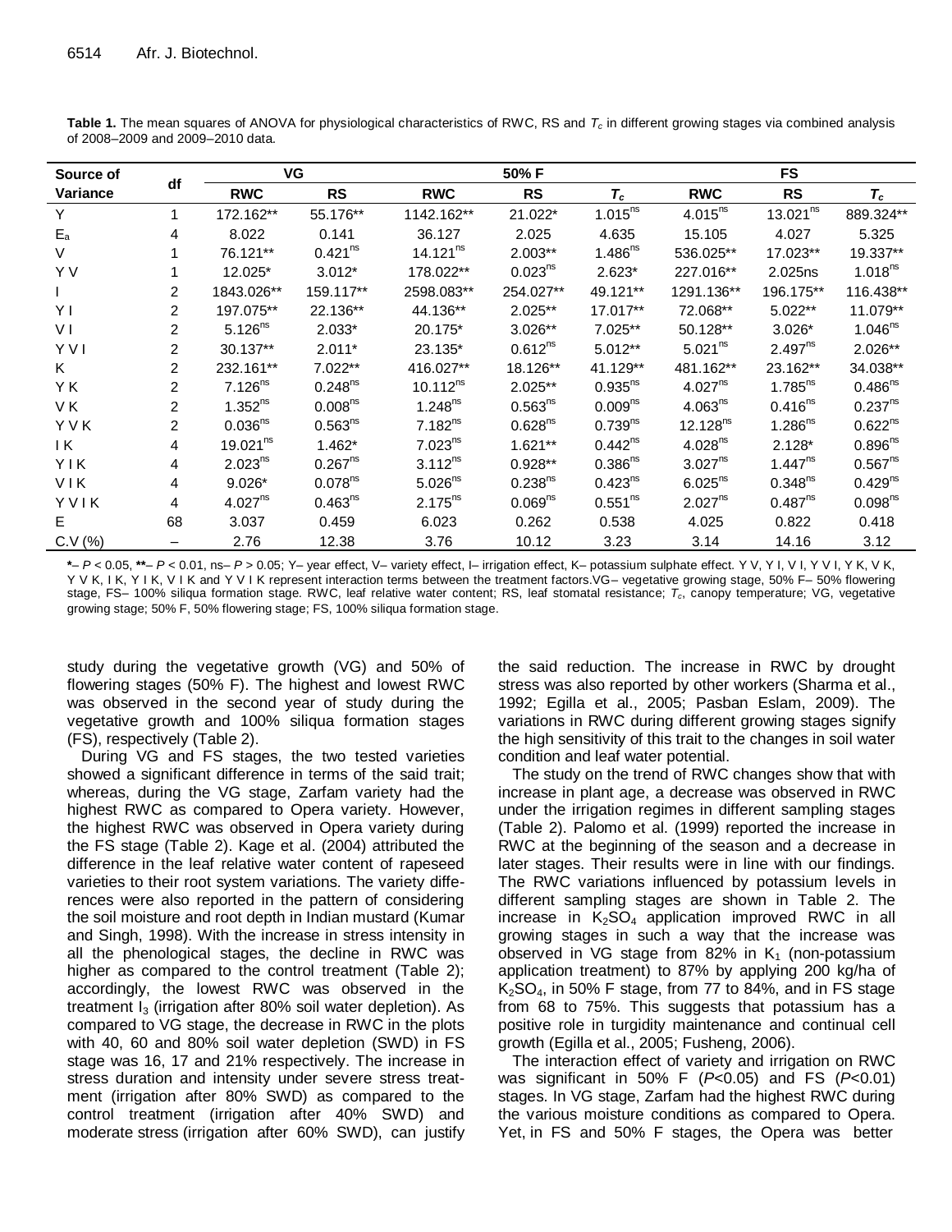**Table 1.** The mean squares of ANOVA for physiological characteristics of RWC, RS and $T_c$ in different growing stages via combined analysis of 2008–2009 and 2009–2010 data.

| Source of Variance | df | VG | | 50% F | | | FS | | |
|---|---|---|---|---|---|---|---|---|---|
| | | RWC | RS | RWC | RS | $T_c$ | RWC | RS | $T_c$ |
| Y | 1 | 172.162** | 55.176** | 1142.162** | 21.022* | 1.015$^{ns}$ | 4.015$^{ns}$ | 13.021$^{ns}$ | 889.324** |
| $E_a$ | 4 | 8.022 | 0.141 | 36.127 | 2.025 | 4.635 | 15.105 | 4.027 | 5.325 |
| V | 1 | 76.121** | 0.421$^{ns}$ | 14.121$^{ns}$ | 2.003** | 1.486$^{ns}$ | 536.025** | 17.023** | 19.337** |
| Y V | 1 | 12.025* | 3.012* | 178.022** | 0.023$^{ns}$ | 2.623* | 227.016** | 2.025ns | 1.018$^{ns}$ |
| I | 2 | 1843.026** | 159.117** | 2598.083** | 254.027** | 49.121** | 1291.136** | 196.175** | 116.438** |
| Y I | 2 | 197.075** | 22.136** | 44.136** | 2.025** | 17.017** | 72.068** | 5.022** | 11.079** |
| V I | 2 | 5.126$^{ns}$ | 2.033* | 20.175* | 3.026** | 7.025** | 50.128** | 3.026* | 1.046$^{ns}$ |
| Y V I | 2 | 30.137** | 2.011* | 23.135* | 0.612$^{ns}$ | 5.012** | 5.021$^{ns}$ | 2.497$^{ns}$ | 2.026** |
| K | 2 | 232.161** | 7.022** | 416.027** | 18.126** | 41.129** | 481.162** | 23.162** | 34.038** |
| Y K | 2 | 7.126$^{ns}$ | 0.248$^{ns}$ | 10.112$^{ns}$ | 2.025** | 0.935$^{ns}$ | 4.027$^{ns}$ | 1.785$^{ns}$ | 0.486$^{ns}$ |
| V K | 2 | 1.352$^{ns}$ | 0.008$^{ns}$ | 1.248$^{ns}$ | 0.563$^{ns}$ | 0.009$^{ns}$ | 4.063$^{ns}$ | 0.416$^{ns}$ | 0.237$^{ns}$ |
| Y V K | 2 | 0.036$^{ns}$ | 0.563$^{ns}$ | 7.182$^{ns}$ | 0.628$^{ns}$ | 0.739$^{ns}$ | 12.128$^{ns}$ | 1.286$^{ns}$ | 0.622$^{ns}$ |
| I K | 4 | 19.021$^{ns}$ | 1.462* | 7.023$^{ns}$ | 1.621** | 0.442$^{ns}$ | 4.028$^{ns}$ | 2.128* | 0.896$^{ns}$ |
| Y I K | 4 | 2.023$^{ns}$ | 0.267$^{ns}$ | 3.112$^{ns}$ | 0.928** | 0.386$^{ns}$ | 3.027$^{ns}$ | 1.447$^{ns}$ | 0.567$^{ns}$ |
| V I K | 4 | 9.026* | 0.078$^{ns}$ | 5.026$^{ns}$ | 0.238$^{ns}$ | 0.423$^{ns}$ | 6.025$^{ns}$ | 0.348$^{ns}$ | 0.429$^{ns}$ |
| Y V I K | 4 | 4.027$^{ns}$ | 0.463$^{ns}$ | 2.175$^{ns}$ | 0.069$^{ns}$ | 0.551$^{ns}$ | 2.027$^{ns}$ | 0.487$^{ns}$ | 0.098$^{ns}$ |
| E | 68 | 3.037 | 0.459 | 6.023 | 0.262 | 0.538 | 4.025 | 0.822 | 0.418 |
| C.V (%) | – | 2.76 | 12.38 | 3.76 | 10.12 | 3.23 | 3.14 | 14.16 | 3.12 |

*– $P < 0.05$, **– $P < 0.01$, ns– $P > 0.05$; Y– year effect, V– variety effect, I– irrigation effect, K– potassium sulphate effect. Y V, Y I, V I, Y V I, Y K, V K, Y V K, I K, Y I K, V I K and Y V I K represent interaction terms between the treatment factors.VG– vegetative growing stage, 50% F– 50% flowering stage, FS– 100% siliqua formation stage. RWC, leaf relative water content; RS, leaf stomatal resistance; $T_c$, canopy temperature; VG, vegetative growing stage; 50% F, 50% flowering stage; FS, 100% siliqua formation stage.

study during the vegetative growth (VG) and 50% of flowering stages (50% F). The highest and lowest RWC was observed in the second year of study during the vegetative growth and 100% siliqua formation stages (FS), respectively (Table 2).

During VG and FS stages, the two tested varieties showed a significant difference in terms of the said trait; whereas, during the VG stage, Zarfam variety had the highest RWC as compared to Opera variety. However, the highest RWC was observed in Opera variety during the FS stage (Table 2). Kage et al. (2004) attributed the difference in the leaf relative water content of rapeseed varieties to their root system variations. The variety differences were also reported in the pattern of considering the soil moisture and root depth in Indian mustard (Kumar and Singh, 1998). With the increase in stress intensity in all the phenological stages, the decline in RWC was higher as compared to the control treatment (Table 2); accordingly, the lowest RWC was observed in the treatment $I_3$ (irrigation after 80% soil water depletion). As compared to VG stage, the decrease in RWC in the plots with 40, 60 and 80% soil water depletion (SWD) in FS stage was 16, 17 and 21% respectively. The increase in stress duration and intensity under severe stress treatment (irrigation after 80% SWD) as compared to the control treatment (irrigation after 40% SWD) and moderate stress (irrigation after 60% SWD), can justify the said reduction. The increase in RWC by drought stress was also reported by other workers (Sharma et al., 1992; Egilla et al., 2005; Pasban Eslam, 2009). The variations in RWC during different growing stages signify the high sensitivity of this trait to the changes in soil water condition and leaf water potential.

The study on the trend of RWC changes show that with increase in plant age, a decrease was observed in RWC under the irrigation regimes in different sampling stages (Table 2). Palomo et al. (1999) reported the increase in RWC at the beginning of the season and a decrease in later stages. Their results were in line with our findings. The RWC variations influenced by potassium levels in different sampling stages are shown in Table 2. The increase in $K_2SO_4$ application improved RWC in all growing stages in such a way that the increase was observed in VG stage from 82% in $K_1$ (non-potassium application treatment) to 87% by applying 200 kg/ha of $K_2SO_4$, in 50% F stage, from 77 to 84%, and in FS stage from 68 to 75%. This suggests that potassium has a positive role in turgidity maintenance and continual cell growth (Egilla et al., 2005; Fusheng, 2006).

The interaction effect of variety and irrigation on RWC was significant in 50% F ($P<0.05$) and FS ($P<0.01$) stages. In VG stage, Zarfam had the highest RWC during the various moisture conditions as compared to Opera. Yet, in FS and 50% F stages, the Opera was better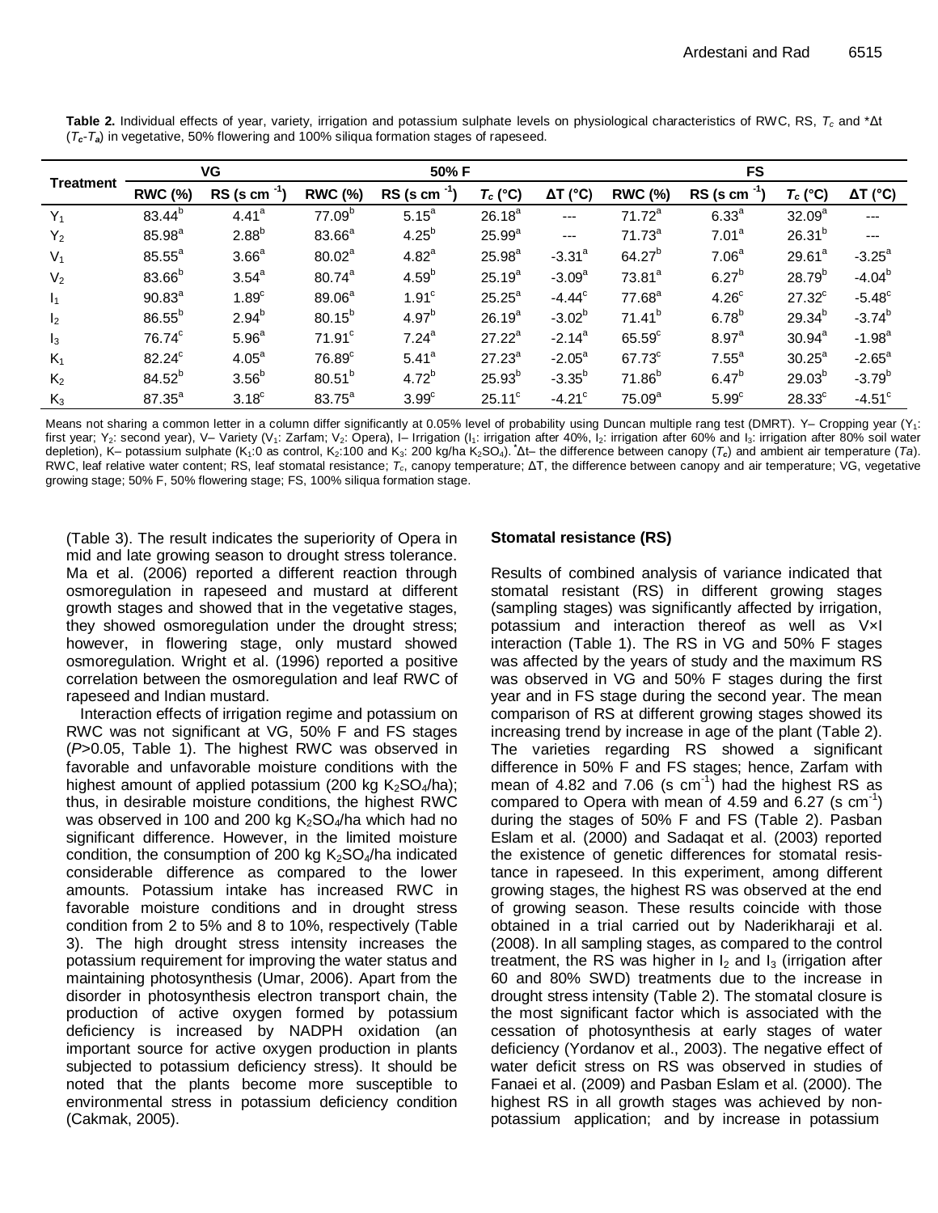**Table 2.** Individual effects of year, variety, irrigation and potassium sulphate levels on physiological characteristics of RWC, RS, $T_c$ and *Δt ($T_c$-$T_a$) in vegetative, 50% flowering and 100% siliqua formation stages of rapeseed.

| Treatment | VG | | 50% F | | | | FS | | | |
|---|---|---|---|---|---|---|---|---|---|---|
| | RWC (%) | RS (s cm $^{-1}$) | RWC (%) | RS (s cm $^{-1}$) | $T_c$ (°C) | ΔT (°C) | RWC (%) | RS (s cm $^{-1}$) | $T_c$ (°C) | ΔT (°C) |
| $Y_1$ | 83.44[b] | 4.41[a] | 77.09[b] | 5.15[a] | 26.18[a] | --- | 71.72[a] | 6.33[a] | 32.09[a] | --- |
| $Y_2$ | 85.98[a] | 2.88[b] | 83.66[a] | 4.25[b] | 25.99[a] | --- | 71.73[a] | 7.01[a] | 26.31[b] | --- |
| $V_1$ | 85.55[a] | 3.66[a] | 80.02[a] | 4.82[a] | 25.98[a] | -3.31[a] | 64.27[b] | 7.06[a] | 29.61[a] | -3.25[a] |
| $V_2$ | 83.66[b] | 3.54[a] | 80.74[a] | 4.59[b] | 25.19[a] | -3.09[a] | 73.81[a] | 6.27[b] | 28.79[b] | -4.04[b] |
| $I_1$ | 90.83[a] | 1.89[c] | 89.06[a] | 1.91[c] | 25.25[a] | -4.44[c] | 77.68[a] | 4.26[c] | 27.32[c] | -5.48[c] |
| $I_2$ | 86.55[b] | 2.94[b] | 80.15[b] | 4.97[b] | 26.19[a] | -3.02[b] | 71.41[b] | 6.78[b] | 29.34[b] | -3.74[b] |
| $I_3$ | 76.74[c] | 5.96[a] | 71.91[c] | 7.24[a] | 27.22[a] | -2.14[a] | 65.59[c] | 8.97[a] | 30.94[a] | -1.98[a] |
| $K_1$ | 82.24[c] | 4.05[a] | 76.89[c] | 5.41[a] | 27.23[a] | -2.05[a] | 67.73[c] | 7.55[a] | 30.25[a] | -2.65[a] |
| $K_2$ | 84.52[b] | 3.56[b] | 80.51[b] | 4.72[b] | 25.93[b] | -3.35[b] | 71.86[b] | 6.47[b] | 29.03[b] | -3.79[b] |
| $K_3$ | 87.35[a] | 3.18[c] | 83.75[a] | 3.99[c] | 25.11[c] | -4.21[c] | 75.09[a] | 5.99[c] | 28.33[c] | -4.51[c] |

Means not sharing a common letter in a column differ significantly at 0.05% level of probability using Duncan multiple rang test (DMRT). Y– Cropping year ($Y_1$: first year; $Y_2$: second year), V– Variety ($V_1$: Zarfam; $V_2$: Opera), I– Irrigation ($I_1$: irrigation after 40%, $I_2$: irrigation after 60% and $I_3$: irrigation after 80% soil water depletion), K– potassium sulphate ($K_1$:0 as control, $K_2$:100 and $K_3$: 200 kg/ha $K_2SO_4$). *Δt– the difference between canopy ($T_c$) and ambient air temperature ($Ta$). RWC, leaf relative water content; RS, leaf stomatal resistance; $T_c$, canopy temperature; ΔT, the difference between canopy and air temperature; VG, vegetative growing stage; 50% F, 50% flowering stage; FS, 100% siliqua formation stage.

(Table 3). The result indicates the superiority of Opera in mid and late growing season to drought stress tolerance. Ma et al. (2006) reported a different reaction through osmoregulation in rapeseed and mustard at different growth stages and showed that in the vegetative stages, they showed osmoregulation under the drought stress; however, in flowering stage, only mustard showed osmoregulation. Wright et al. (1996) reported a positive correlation between the osmoregulation and leaf RWC of rapeseed and Indian mustard.

Interaction effects of irrigation regime and potassium on RWC was not significant at VG, 50% F and FS stages ($P$>0.05, Table 1). The highest RWC was observed in favorable and unfavorable moisture conditions with the highest amount of applied potassium (200 kg $K_2SO_4$/ha); thus, in desirable moisture conditions, the highest RWC was observed in 100 and 200 kg $K_2SO_4$/ha which had no significant difference. However, in the limited moisture condition, the consumption of 200 kg $K_2SO_4$/ha indicated considerable difference as compared to the lower amounts. Potassium intake has increased RWC in favorable moisture conditions and in drought stress condition from 2 to 5% and 8 to 10%, respectively (Table 3). The high drought stress intensity increases the potassium requirement for improving the water status and maintaining photosynthesis (Umar, 2006). Apart from the disorder in photosynthesis electron transport chain, the production of active oxygen formed by potassium deficiency is increased by NADPH oxidation (an important source for active oxygen production in plants subjected to potassium deficiency stress). It should be noted that the plants become more susceptible to environmental stress in potassium deficiency condition (Cakmak, 2005).

**Stomatal resistance (RS)**

Results of combined analysis of variance indicated that stomatal resistant (RS) in different growing stages (sampling stages) was significantly affected by irrigation, potassium and interaction thereof as well as V×I interaction (Table 1). The RS in VG and 50% F stages was affected by the years of study and the maximum RS was observed in VG and 50% F stages during the first year and in FS stage during the second year. The mean comparison of RS at different growing stages showed its increasing trend by increase in age of the plant (Table 2). The varieties regarding RS showed a significant difference in 50% F and FS stages; hence, Zarfam with mean of 4.82 and 7.06 (s cm$^{-1}$) had the highest RS as compared to Opera with mean of 4.59 and 6.27 (s cm$^{-1}$) during the stages of 50% F and FS (Table 2). Pasban Eslam et al. (2000) and Sadaqat et al. (2003) reported the existence of genetic differences for stomatal resistance in rapeseed. In this experiment, among different growing stages, the highest RS was observed at the end of growing season. These results coincide with those obtained in a trial carried out by Naderikharaji et al. (2008). In all sampling stages, as compared to the control treatment, the RS was higher in $I_2$ and $I_3$ (irrigation after 60 and 80% SWD) treatments due to the increase in drought stress intensity (Table 2). The stomatal closure is the most significant factor which is associated with the cessation of photosynthesis at early stages of water deficiency (Yordanov et al., 2003). The negative effect of water deficit stress on RS was observed in studies of Fanaei et al. (2009) and Pasban Eslam et al. (2000). The highest RS in all growth stages was achieved by non-potassium application; and by increase in potassium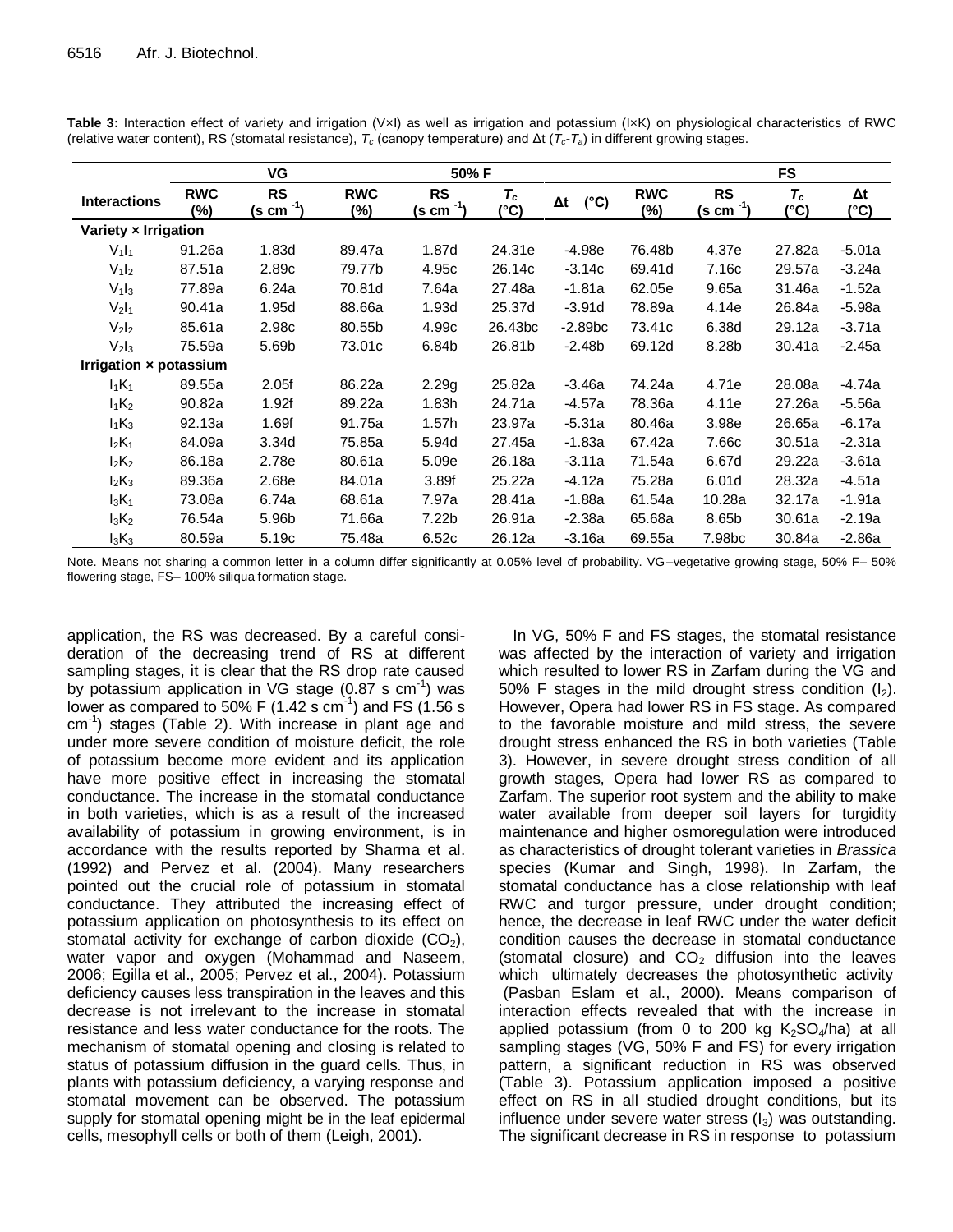**Table 3:** Interaction effect of variety and irrigation (V×I) as well as irrigation and potassium (I×K) on physiological characteristics of RWC (relative water content), RS (stomatal resistance), $T_c$ (canopy temperature) and Δt ($T_c$-$T_a$) in different growing stages.

| Interactions | VG | | 50% F | | | | FS | | | |
|---|---|---|---|---|---|---|---|---|---|---|
| | RWC (%) | RS (s cm$^{-1}$) | RWC (%) | RS (s cm$^{-1}$) | $T_c$ (°C) | Δt (°C) | RWC (%) | RS (s cm$^{-1}$) | $T_c$ (°C) | Δt (°C) |
| **Variety × Irrigation** | | | | | | | | | | |
| $V_1I_1$ | 91.26a | 1.83d | 89.47a | 1.87d | 24.31e | -4.98e | 76.48b | 4.37e | 27.82a | -5.01a |
| $V_1I_2$ | 87.51a | 2.89c | 79.77b | 4.95c | 26.14c | -3.14c | 69.41d | 7.16c | 29.57a | -3.24a |
| $V_1I_3$ | 77.89a | 6.24a | 70.81d | 7.64a | 27.48a | -1.81a | 62.05e | 9.65a | 31.46a | -1.52a |
| $V_2I_1$ | 90.41a | 1.95d | 88.66a | 1.93d | 25.37d | -3.91d | 78.89a | 4.14e | 26.84a | -5.98a |
| $V_2I_2$ | 85.61a | 2.98c | 80.55b | 4.99c | 26.43bc | -2.89bc | 73.41c | 6.38d | 29.12a | -3.71a |
| $V_2I_3$ | 75.59a | 5.69b | 73.01c | 6.84b | 26.81b | -2.48b | 69.12d | 8.28b | 30.41a | -2.45a |
| **Irrigation × potassium** | | | | | | | | | | |
| $I_1K_1$ | 89.55a | 2.05f | 86.22a | 2.29g | 25.82a | -3.46a | 74.24a | 4.71e | 28.08a | -4.74a |
| $I_1K_2$ | 90.82a | 1.92f | 89.22a | 1.83h | 24.71a | -4.57a | 78.36a | 4.11e | 27.26a | -5.56a |
| $I_1K_3$ | 92.13a | 1.69f | 91.75a | 1.57h | 23.97a | -5.31a | 80.46a | 3.98e | 26.65a | -6.17a |
| $I_2K_1$ | 84.09a | 3.34d | 75.85a | 5.94d | 27.45a | -1.83a | 67.42a | 7.66c | 30.51a | -2.31a |
| $I_2K_2$ | 86.18a | 2.78e | 80.61a | 5.09e | 26.18a | -3.11a | 71.54a | 6.67d | 29.22a | -3.61a |
| $I_2K_3$ | 89.36a | 2.68e | 84.01a | 3.89f | 25.22a | -4.12a | 75.28a | 6.01d | 28.32a | -4.51a |
| $I_3K_1$ | 73.08a | 6.74a | 68.61a | 7.97a | 28.41a | -1.88a | 61.54a | 10.28a | 32.17a | -1.91a |
| $I_3K_2$ | 76.54a | 5.96b | 71.66a | 7.22b | 26.91a | -2.38a | 65.68a | 8.65b | 30.61a | -2.19a |
| $I_3K_3$ | 80.59a | 5.19c | 75.48a | 6.52c | 26.12a | -3.16a | 69.55a | 7.98bc | 30.84a | -2.86a |

Note. Means not sharing a common letter in a column differ significantly at 0.05% level of probability. VG–vegetative growing stage, 50% F– 50% flowering stage, FS– 100% siliqua formation stage.

application, the RS was decreased. By a careful consideration of the decreasing trend of RS at different sampling stages, it is clear that the RS drop rate caused by potassium application in VG stage (0.87 s cm$^{-1}$) was lower as compared to 50% F (1.42 s cm$^{-1}$) and FS (1.56 s cm$^{-1}$) stages (Table 2). With increase in plant age and under more severe condition of moisture deficit, the role of potassium become more evident and its application have more positive effect in increasing the stomatal conductance. The increase in the stomatal conductance in both varieties, which is as a result of the increased availability of potassium in growing environment, is in accordance with the results reported by Sharma et al. (1992) and Pervez et al. (2004). Many researchers pointed out the crucial role of potassium in stomatal conductance. They attributed the increasing effect of potassium application on photosynthesis to its effect on stomatal activity for exchange of carbon dioxide ($CO_2$), water vapor and oxygen (Mohammad and Naseem, 2006; Egilla et al., 2005; Pervez et al., 2004). Potassium deficiency causes less transpiration in the leaves and this decrease is not irrelevant to the increase in stomatal resistance and less water conductance for the roots. The mechanism of stomatal opening and closing is related to status of potassium diffusion in the guard cells. Thus, in plants with potassium deficiency, a varying response and stomatal movement can be observed. The potassium supply for stomatal opening might be in the leaf epidermal cells, mesophyll cells or both of them (Leigh, 2001).

In VG, 50% F and FS stages, the stomatal resistance was affected by the interaction of variety and irrigation which resulted to lower RS in Zarfam during the VG and 50% F stages in the mild drought stress condition ($I_2$). However, Opera had lower RS in FS stage. As compared to the favorable moisture and mild stress, the severe drought stress enhanced the RS in both varieties (Table 3). However, in severe drought stress condition of all growth stages, Opera had lower RS as compared to Zarfam. The superior root system and the ability to make water available from deeper soil layers for turgidity maintenance and higher osmoregulation were introduced as characteristics of drought tolerant varieties in *Brassica* species (Kumar and Singh, 1998). In Zarfam, the stomatal conductance has a close relationship with leaf RWC and turgor pressure, under drought condition; hence, the decrease in leaf RWC under the water deficit condition causes the decrease in stomatal conductance (stomatal closure) and $CO_2$ diffusion into the leaves which ultimately decreases the photosynthetic activity (Pasban Eslam et al., 2000). Means comparison of interaction effects revealed that with the increase in applied potassium (from 0 to 200 kg $K_2SO_4$/ha) at all sampling stages (VG, 50% F and FS) for every irrigation pattern, a significant reduction in RS was observed (Table 3). Potassium application imposed a positive effect on RS in all studied drought conditions, but its influence under severe water stress ($I_3$) was outstanding. The significant decrease in RS in response to potassium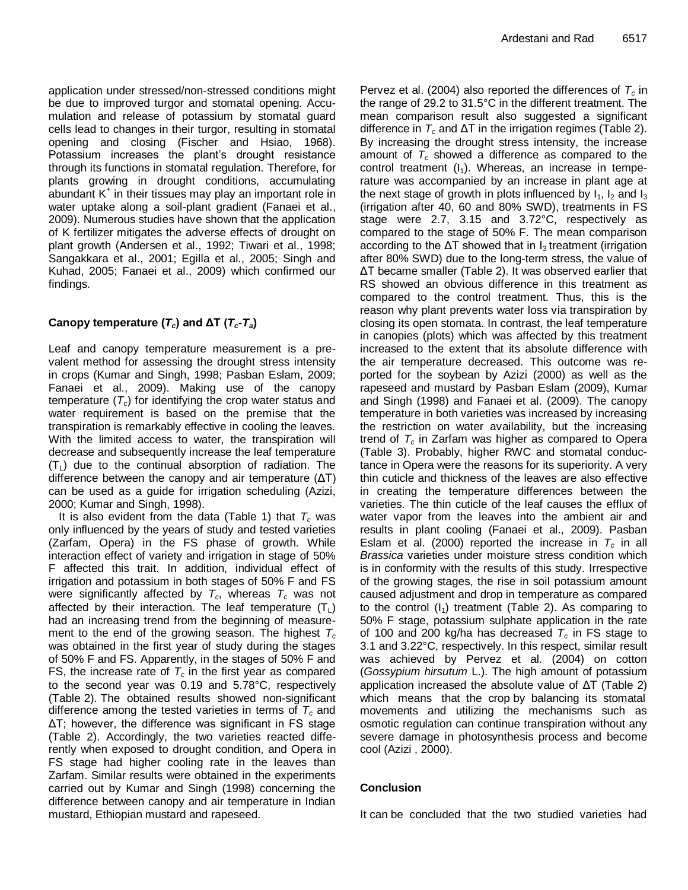application under stressed/non-stressed conditions might be due to improved turgor and stomatal opening. Accumulation and release of potassium by stomatal guard cells lead to changes in their turgor, resulting in stomatal opening and closing (Fischer and Hsiao, 1968). Potassium increases the plant's drought resistance through its functions in stomatal regulation. Therefore, for plants growing in drought conditions, accumulating abundant $K^+$ in their tissues may play an important role in water uptake along a soil-plant gradient (Fanaei et al., 2009). Numerous studies have shown that the application of K fertilizer mitigates the adverse effects of drought on plant growth (Andersen et al., 1992; Tiwari et al., 1998; Sangakkara et al., 2001; Egilla et al., 2005; Singh and Kuhad, 2005; Fanaei et al., 2009) which confirmed our findings.

### Canopy temperature ($T_c$) and ΔT ($T_c$-$T_a$)

Leaf and canopy temperature measurement is a prevalent method for assessing the drought stress intensity in crops (Kumar and Singh, 1998; Pasban Eslam, 2009; Fanaei et al., 2009). Making use of the canopy temperature ($T_c$) for identifying the crop water status and water requirement is based on the premise that the transpiration is remarkably effective in cooling the leaves. With the limited access to water, the transpiration will decrease and subsequently increase the leaf temperature ($T_L$) due to the continual absorption of radiation. The difference between the canopy and air temperature (ΔT) can be used as a guide for irrigation scheduling (Azizi, 2000; Kumar and Singh, 1998).

It is also evident from the data (Table 1) that $T_c$ was only influenced by the years of study and tested varieties (Zarfam, Opera) in the FS phase of growth. While interaction effect of variety and irrigation in stage of 50% F affected this trait. In addition, individual effect of irrigation and potassium in both stages of 50% F and FS were significantly affected by $T_c$, whereas $T_c$ was not affected by their interaction. The leaf temperature ($T_L$) had an increasing trend from the beginning of measurement to the end of the growing season. The highest $T_c$ was obtained in the first year of study during the stages of 50% F and FS. Apparently, in the stages of 50% F and FS, the increase rate of $T_c$ in the first year as compared to the second year was 0.19 and 5.78°C, respectively (Table 2). The obtained results showed non-significant difference among the tested varieties in terms of $T_c$ and ΔT; however, the difference was significant in FS stage (Table 2). Accordingly, the two varieties reacted differently when exposed to drought condition, and Opera in FS stage had higher cooling rate in the leaves than Zarfam. Similar results were obtained in the experiments carried out by Kumar and Singh (1998) concerning the difference between canopy and air temperature in Indian mustard, Ethiopian mustard and rapeseed.

Pervez et al. (2004) also reported the differences of $T_c$ in the range of 29.2 to 31.5°C in the different treatment. The mean comparison result also suggested a significant difference in $T_c$ and ΔT in the irrigation regimes (Table 2). By increasing the drought stress intensity, the increase amount of $T_c$ showed a difference as compared to the control treatment ($I_1$). Whereas, an increase in temperature was accompanied by an increase in plant age at the next stage of growth in plots influenced by $I_1$, $I_2$ and $I_3$ (irrigation after 40, 60 and 80% SWD), treatments in FS stage were 2.7, 3.15 and 3.72°C, respectively as compared to the stage of 50% F. The mean comparison according to the ΔT showed that in $I_3$ treatment (irrigation after 80% SWD) due to the long-term stress, the value of ΔT became smaller (Table 2). It was observed earlier that RS showed an obvious difference in this treatment as compared to the control treatment. Thus, this is the reason why plant prevents water loss via transpiration by closing its open stomata. In contrast, the leaf temperature in canopies (plots) which was affected by this treatment increased to the extent that its absolute difference with the air temperature decreased. This outcome was reported for the soybean by Azizi (2000) as well as the rapeseed and mustard by Pasban Eslam (2009), Kumar and Singh (1998) and Fanaei et al. (2009). The canopy temperature in both varieties was increased by increasing the restriction on water availability, but the increasing trend of $T_c$ in Zarfam was higher as compared to Opera (Table 3). Probably, higher RWC and stomatal conductance in Opera were the reasons for its superiority. A very thin cuticle and thickness of the leaves are also effective in creating the temperature differences between the varieties. The thin cuticle of the leaf causes the efflux of water vapor from the leaves into the ambient air and results in plant cooling (Fanaei et al., 2009). Pasban Eslam et al. (2000) reported the increase in $T_c$ in all *Brassica* varieties under moisture stress condition which is in conformity with the results of this study. Irrespective of the growing stages, the rise in soil potassium amount caused adjustment and drop in temperature as compared to the control ($I_1$) treatment (Table 2). As comparing to 50% F stage, potassium sulphate application in the rate of 100 and 200 kg/ha has decreased $T_c$ in FS stage to 3.1 and 3.22°C, respectively. In this respect, similar result was achieved by Pervez et al. (2004) on cotton (*Gossypium hirsutum* L.). The high amount of potassium application increased the absolute value of ΔT (Table 2) which means that the crop by balancing its stomatal movements and utilizing the mechanisms such as osmotic regulation can continue transpiration without any severe damage in photosynthesis process and become cool (Azizi , 2000).

### Conclusion

It can be concluded that the two studied varieties had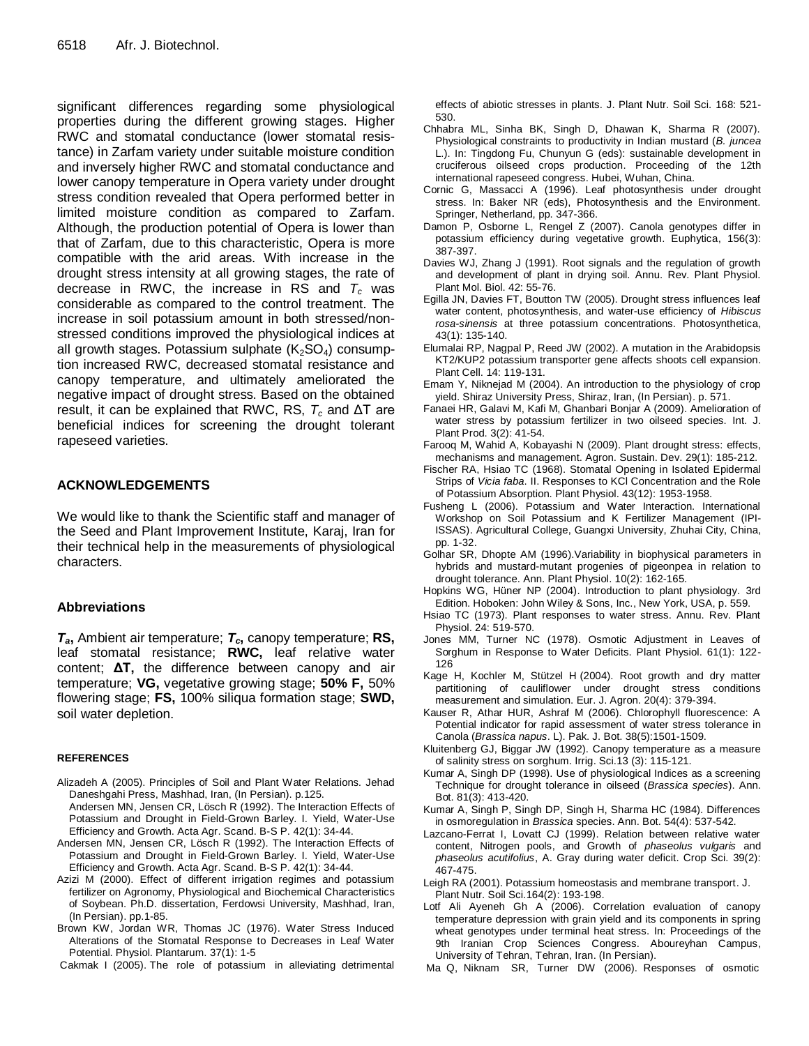significant differences regarding some physiological properties during the different growing stages. Higher RWC and stomatal conductance (lower stomatal resistance) in Zarfam variety under suitable moisture condition and inversely higher RWC and stomatal conductance and lower canopy temperature in Opera variety under drought stress condition revealed that Opera performed better in limited moisture condition as compared to Zarfam. Although, the production potential of Opera is lower than that of Zarfam, due to this characteristic, Opera is more compatible with the arid areas. With increase in the drought stress intensity at all growing stages, the rate of decrease in RWC, the increase in RS and $T_c$ was considerable as compared to the control treatment. The increase in soil potassium amount in both stressed/non-stressed conditions improved the physiological indices at all growth stages. Potassium sulphate ($K_2SO_4$) consumption increased RWC, decreased stomatal resistance and canopy temperature, and ultimately ameliorated the negative impact of drought stress. Based on the obtained result, it can be explained that RWC, RS, $T_c$ and $\Delta T$ are beneficial indices for screening the drought tolerant rapeseed varieties.

## ACKNOWLEDGEMENTS

We would like to thank the Scientific staff and manager of the Seed and Plant Improvement Institute, Karaj, Iran for their technical help in the measurements of physiological characters.

## Abbreviations

***$T_a$*, **Ambient air temperature; ***$T_c$*, **canopy temperature; **RS,** leaf stomatal resistance; **RWC,** leaf relative water content; **$\Delta T$,** the difference between canopy and air temperature; **VG,** vegetative growing stage; **50% F,** 50% flowering stage; **FS,** 100% siliqua formation stage; **SWD,** soil water depletion.

## REFERENCES

Alizadeh A (2005). Principles of Soil and Plant Water Relations. Jehad Daneshgahi Press, Mashhad, Iran, (In Persian). p.125.
Andersen MN, Jensen CR, Lösch R (1992). The Interaction Effects of Potassium and Drought in Field-Grown Barley. I. Yield, Water-Use Efficiency and Growth. Acta Agr. Scand. B-S P. 42(1): 34-44.

Andersen MN, Jensen CR, Lösch R (1992). The Interaction Effects of Potassium and Drought in Field-Grown Barley. I. Yield, Water-Use Efficiency and Growth. Acta Agr. Scand. B-S P. 42(1): 34-44.

Azizi M (2000). Effect of different irrigation regimes and potassium fertilizer on Agronomy, Physiological and Biochemical Characteristics of Soybean. Ph.D. dissertation, Ferdowsi University, Mashhad, Iran, (In Persian). pp.1-85.

Brown KW, Jordan WR, Thomas JC (1976). Water Stress Induced Alterations of the Stomatal Response to Decreases in Leaf Water Potential. Physiol. Plantarum. 37(1): 1-5

Cakmak I (2005). The role of potassium in alleviating detrimental effects of abiotic stresses in plants. J. Plant Nutr. Soil Sci. 168: 521-530.

Chhabra ML, Sinha BK, Singh D, Dhawan K, Sharma R (2007). Physiological constraints to productivity in Indian mustard (*B. juncea* L.). In: Tingdong Fu, Chunyun G (eds): sustainable development in cruciferous oilseed crops production. Proceeding of the 12th international rapeseed congress. Hubei, Wuhan, China.

Cornic G, Massacci A (1996). Leaf photosynthesis under drought stress. In: Baker NR (eds), Photosynthesis and the Environment. Springer, Netherland, pp. 347-366.

Damon P, Osborne L, Rengel Z (2007). Canola genotypes differ in potassium efficiency during vegetative growth. Euphytica, 156(3): 387-397.

Davies WJ, Zhang J (1991). Root signals and the regulation of growth and development of plant in drying soil. Annu. Rev. Plant Physiol. Plant Mol. Biol. 42: 55-76.

Egilla JN, Davies FT, Boutton TW (2005). Drought stress influences leaf water content, photosynthesis, and water-use efficiency of *Hibiscus rosa-sinensis* at three potassium concentrations. Photosynthetica, 43(1): 135-140.

Elumalai RP, Nagpal P, Reed JW (2002). A mutation in the Arabidopsis KT2/KUP2 potassium transporter gene affects shoots cell expansion. Plant Cell. 14: 119-131.

Emam Y, Niknejad M (2004). An introduction to the physiology of crop yield. Shiraz University Press, Shiraz, Iran, (In Persian). p. 571.

Fanaei HR, Galavi M, Kafi M, Ghanbari Bonjar A (2009). Amelioration of water stress by potassium fertilizer in two oilseed species. Int. J. Plant Prod. 3(2): 41-54.

Farooq M, Wahid A, Kobayashi N (2009). Plant drought stress: effects, mechanisms and management. Agron. Sustain. Dev. 29(1): 185-212.

Fischer RA, Hsiao TC (1968). Stomatal Opening in Isolated Epidermal Strips of *Vicia faba*. II. Responses to KCl Concentration and the Role of Potassium Absorption. Plant Physiol. 43(12): 1953-1958.

Fusheng L (2006). Potassium and Water Interaction. International Workshop on Soil Potassium and K Fertilizer Management (IPI-ISSAS). Agricultural College, Guangxi University, Zhuhai City, China, pp. 1-32.

Golhar SR, Dhopte AM (1996).Variability in biophysical parameters in hybrids and mustard-mutant progenies of pigeonpea in relation to drought tolerance. Ann. Plant Physiol. 10(2): 162-165.

Hopkins WG, Hüner NP (2004). Introduction to plant physiology. 3rd Edition. Hoboken: John Wiley & Sons, Inc., New York, USA, p. 559.

Hsiao TC (1973). Plant responses to water stress. Annu. Rev. Plant Physiol. 24: 519-570.

Jones MM, Turner NC (1978). Osmotic Adjustment in Leaves of Sorghum in Response to Water Deficits. Plant Physiol. 61(1): 122-126

Kage H, Kochler M, Stützel H (2004). Root growth and dry matter partitioning of cauliflower under drought stress conditions measurement and simulation. Eur. J. Agron. 20(4): 379-394.

Kauser R, Athar HUR, Ashraf M (2006). Chlorophyll fluorescence: A Potential indicator for rapid assessment of water stress tolerance in Canola (*Brassica napus*. L). Pak. J. Bot. 38(5):1501-1509.

Kluitenberg GJ, Biggar JW (1992). Canopy temperature as a measure of salinity stress on sorghum. Irrig. Sci.13 (3): 115-121.

Kumar A, Singh DP (1998). Use of physiological Indices as a screening Technique for drought tolerance in oilseed (*Brassica species*). Ann. Bot. 81(3): 413-420.

Kumar A, Singh P, Singh DP, Singh H, Sharma HC (1984). Differences in osmoregulation in *Brassica* species. Ann. Bot. 54(4): 537-542.

Lazcano-Ferrat I, Lovatt CJ (1999). Relation between relative water content, Nitrogen pools, and Growth of *phaseolus vulgaris* and *phaseolus acutifolius*, A. Gray during water deficit. Crop Sci. 39(2): 467-475.

Leigh RA (2001). Potassium homeostasis and membrane transport. J. Plant Nutr. Soil Sci.164(2): 193-198.

Lotf Ali Ayeneh Gh A (2006). Correlation evaluation of canopy temperature depression with grain yield and its components in spring wheat genotypes under terminal heat stress. In: Proceedings of the 9th Iranian Crop Sciences Congress. Aboureyhan Campus, University of Tehran, Tehran, Iran. (In Persian).

Ma Q, Niknam SR, Turner DW (2006). Responses of osmotic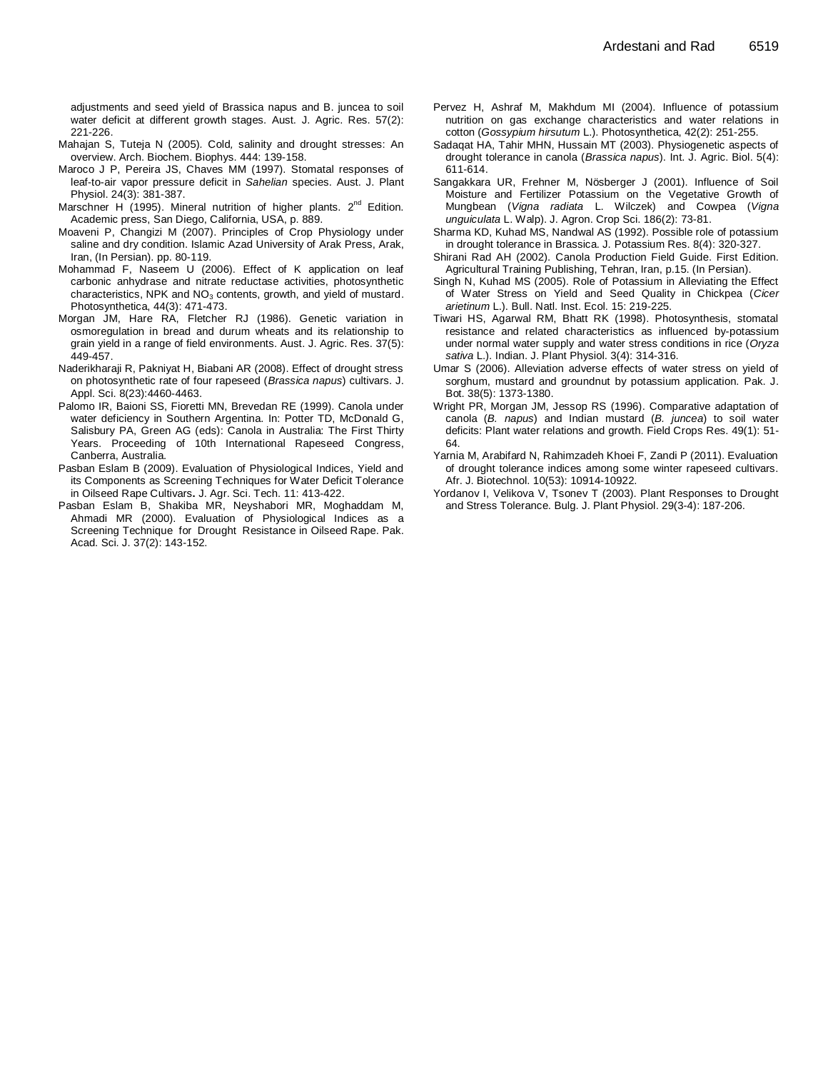adjustments and seed yield of Brassica napus and B. juncea to soil water deficit at different growth stages. Aust. J. Agric. Res. 57(2): 221-226.

Mahajan S, Tuteja N (2005). Cold, salinity and drought stresses: An overview. Arch. Biochem. Biophys. 444: 139-158.

Maroco J P, Pereira JS, Chaves MM (1997). Stomatal responses of leaf-to-air vapor pressure deficit in *Sahelian* species. Aust. J. Plant Physiol. 24(3): 381-387.

Marschner H (1995). Mineral nutrition of higher plants. 2nd Edition. Academic press, San Diego, California, USA, p. 889.

Moaveni P, Changizi M (2007). Principles of Crop Physiology under saline and dry condition. Islamic Azad University of Arak Press, Arak, Iran, (In Persian). pp. 80-119.

Mohammad F, Naseem U (2006). Effect of K application on leaf carbonic anhydrase and nitrate reductase activities, photosynthetic characteristics, NPK and $NO_3$ contents, growth, and yield of mustard. Photosynthetica, 44(3): 471-473.

Morgan JM, Hare RA, Fletcher RJ (1986). Genetic variation in osmoregulation in bread and durum wheats and its relationship to grain yield in a range of field environments. Aust. J. Agric. Res. 37(5): 449-457.

Naderikharaji R, Pakniyat H, Biabani AR (2008). Effect of drought stress on photosynthetic rate of four rapeseed (*Brassica napus*) cultivars. J. Appl. Sci. 8(23):4460-4463.

Palomo IR, Baioni SS, Fioretti MN, Brevedan RE (1999). Canola under water deficiency in Southern Argentina. In: Potter TD, McDonald G, Salisbury PA, Green AG (eds): Canola in Australia: The First Thirty Years. Proceeding of 10th International Rapeseed Congress, Canberra, Australia.

Pasban Eslam B (2009). Evaluation of Physiological Indices, Yield and its Components as Screening Techniques for Water Deficit Tolerance in Oilseed Rape Cultivars. J. Agr. Sci. Tech. 11: 413-422.

Pasban Eslam B, Shakiba MR, Neyshabori MR, Moghaddam M, Ahmadi MR (2000). Evaluation of Physiological Indices as a Screening Technique for Drought Resistance in Oilseed Rape. Pak. Acad. Sci. J. 37(2): 143-152.

Pervez H, Ashraf M, Makhdum MI (2004). Influence of potassium nutrition on gas exchange characteristics and water relations in cotton (*Gossypium hirsutum* L.). Photosynthetica, 42(2): 251-255.

Sadaqat HA, Tahir MHN, Hussain MT (2003). Physiogenetic aspects of drought tolerance in canola (*Brassica napus*). Int. J. Agric. Biol. 5(4): 611-614.

Sangakkara UR, Frehner M, Nösberger J (2001). Influence of Soil Moisture and Fertilizer Potassium on the Vegetative Growth of Mungbean (*Vigna radiata* L. Wilczek) and Cowpea (*Vigna unguiculata* L. Walp). J. Agron. Crop Sci. 186(2): 73-81.

Sharma KD, Kuhad MS, Nandwal AS (1992). Possible role of potassium in drought tolerance in Brassica. J. Potassium Res. 8(4): 320-327.

Shirani Rad AH (2002). Canola Production Field Guide. First Edition. Agricultural Training Publishing, Tehran, Iran, p.15. (In Persian).

Singh N, Kuhad MS (2005). Role of Potassium in Alleviating the Effect of Water Stress on Yield and Seed Quality in Chickpea (*Cicer arietinum* L.). Bull. Natl. Inst. Ecol. 15: 219-225.

Tiwari HS, Agarwal RM, Bhatt RK (1998). Photosynthesis, stomatal resistance and related characteristics as influenced by-potassium under normal water supply and water stress conditions in rice (*Oryza sativa* L.). Indian. J. Plant Physiol. 3(4): 314-316.

Umar S (2006). Alleviation adverse effects of water stress on yield of sorghum, mustard and groundnut by potassium application. Pak. J. Bot. 38(5): 1373-1380.

Wright PR, Morgan JM, Jessop RS (1996). Comparative adaptation of canola (*B. napus*) and Indian mustard (*B. juncea*) to soil water deficits: Plant water relations and growth. Field Crops Res. 49(1): 51-64.

Yarnia M, Arabifard N, Rahimzadeh Khoei F, Zandi P (2011). Evaluation of drought tolerance indices among some winter rapeseed cultivars. Afr. J. Biotechnol. 10(53): 10914-10922.

Yordanov I, Velikova V, Tsonev T (2003). Plant Responses to Drought and Stress Tolerance. Bulg. J. Plant Physiol. 29(3-4): 187-206.